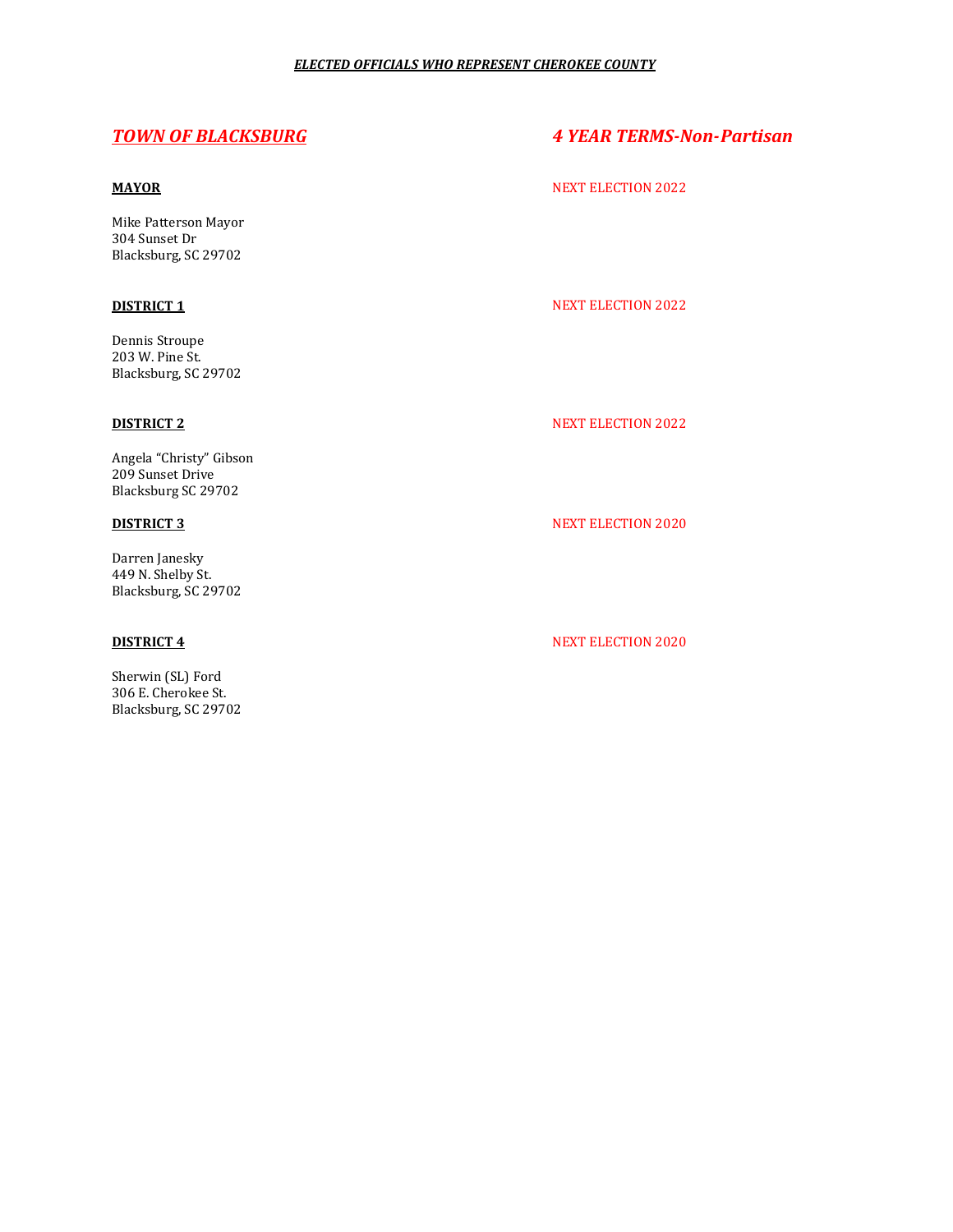***ELECTED OFFICIALS WHO REPRESENT CHEROKEE COUNTY***

## ***TOWN OF BLACKSBURG*** — ***4 YEAR TERMS-Non-Partisan***

**MAYOR** — NEXT ELECTION 2022

Mike Patterson Mayor
304 Sunset Dr
Blacksburg, SC 29702

**DISTRICT 1** — NEXT ELECTION 2022

Dennis Stroupe
203 W. Pine St.
Blacksburg, SC 29702

**DISTRICT 2** — NEXT ELECTION 2022

Angela "Christy" Gibson
209 Sunset Drive
Blacksburg SC 29702

**DISTRICT 3** — NEXT ELECTION 2020

Darren Janesky
449 N. Shelby St.
Blacksburg, SC 29702

**DISTRICT 4** — NEXT ELECTION 2020

Sherwin (SL) Ford
306 E. Cherokee St.
Blacksburg, SC 29702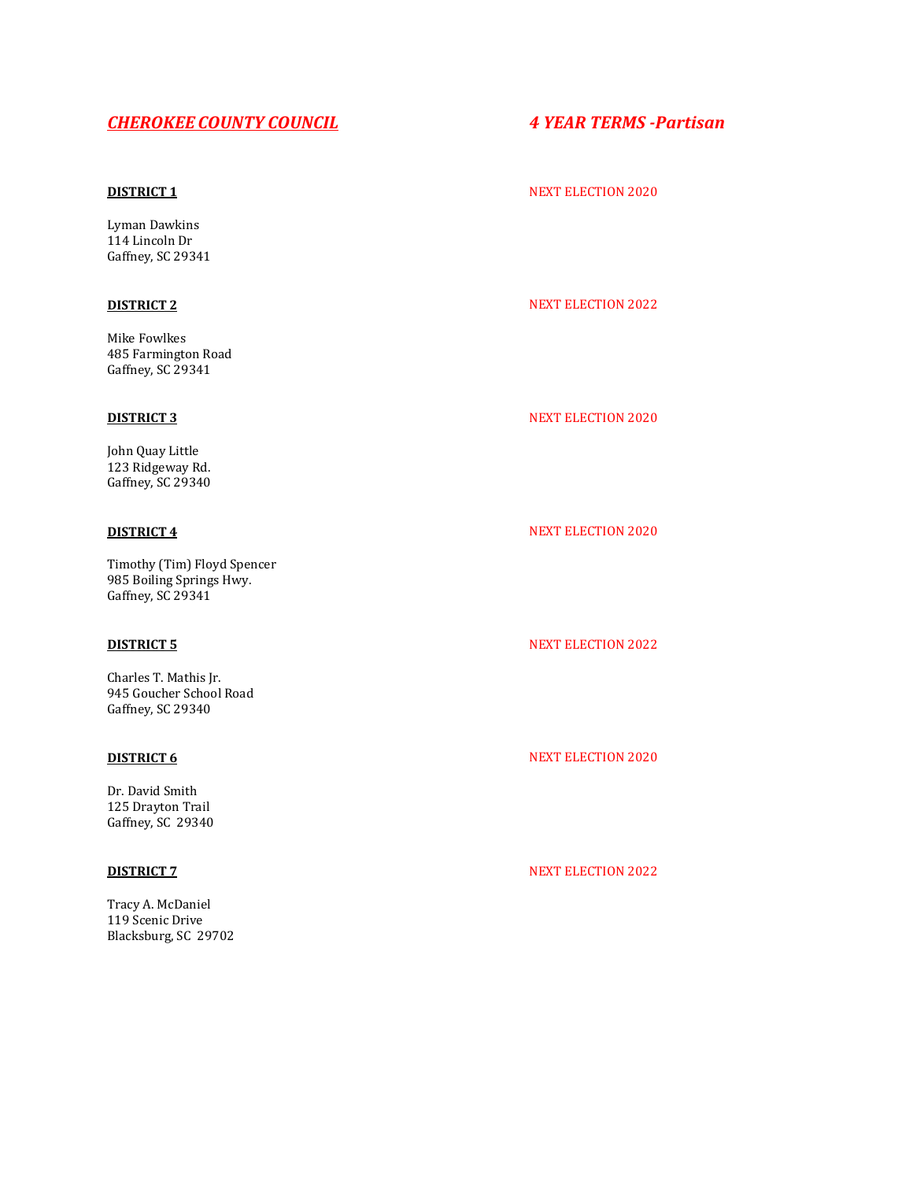## ***CHEROKEE COUNTY COUNCIL*** ***4 YEAR TERMS -Partisan***

**DISTRICT 1** NEXT ELECTION 2020

Lyman Dawkins
114 Lincoln Dr
Gaffney, SC 29341

**DISTRICT 2** NEXT ELECTION 2022

Mike Fowlkes
485 Farmington Road
Gaffney, SC 29341

**DISTRICT 3** NEXT ELECTION 2020

John Quay Little
123 Ridgeway Rd.
Gaffney, SC 29340

**DISTRICT 4** NEXT ELECTION 2020

Timothy (Tim) Floyd Spencer
985 Boiling Springs Hwy.
Gaffney, SC 29341

**DISTRICT 5** NEXT ELECTION 2022

Charles T. Mathis Jr.
945 Goucher School Road
Gaffney, SC 29340

**DISTRICT 6** NEXT ELECTION 2020

Dr. David Smith
125 Drayton Trail
Gaffney, SC 29340

**DISTRICT 7** NEXT ELECTION 2022

Tracy A. McDaniel
119 Scenic Drive
Blacksburg, SC 29702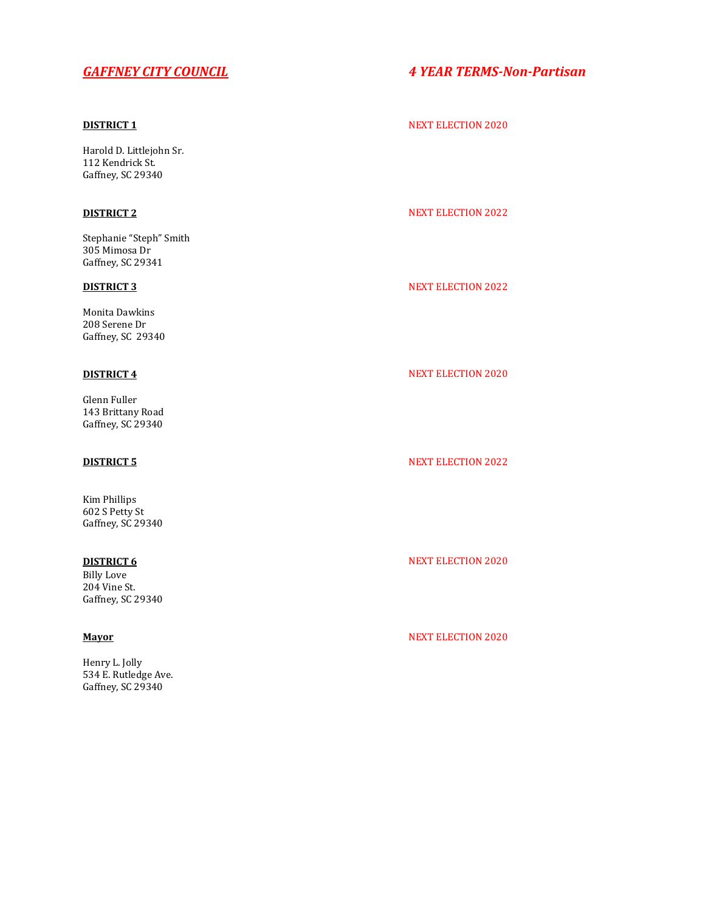## *GAFFNEY CITY COUNCIL* — *4 YEAR TERMS-Non-Partisan*

**DISTRICT 1** — NEXT ELECTION 2020

Harold D. Littlejohn Sr.
112 Kendrick St.
Gaffney, SC 29340

**DISTRICT 2** — NEXT ELECTION 2022

Stephanie “Steph” Smith
305 Mimosa Dr
Gaffney, SC 29341

**DISTRICT 3** — NEXT ELECTION 2022

Monita Dawkins
208 Serene Dr
Gaffney, SC 29340

**DISTRICT 4** — NEXT ELECTION 2020

Glenn Fuller
143 Brittany Road
Gaffney, SC 29340

**DISTRICT 5** — NEXT ELECTION 2022

Kim Phillips
602 S Petty St
Gaffney, SC 29340

**DISTRICT 6** — NEXT ELECTION 2020

Billy Love
204 Vine St.
Gaffney, SC 29340

**Mayor** — NEXT ELECTION 2020

Henry L. Jolly
534 E. Rutledge Ave.
Gaffney, SC 29340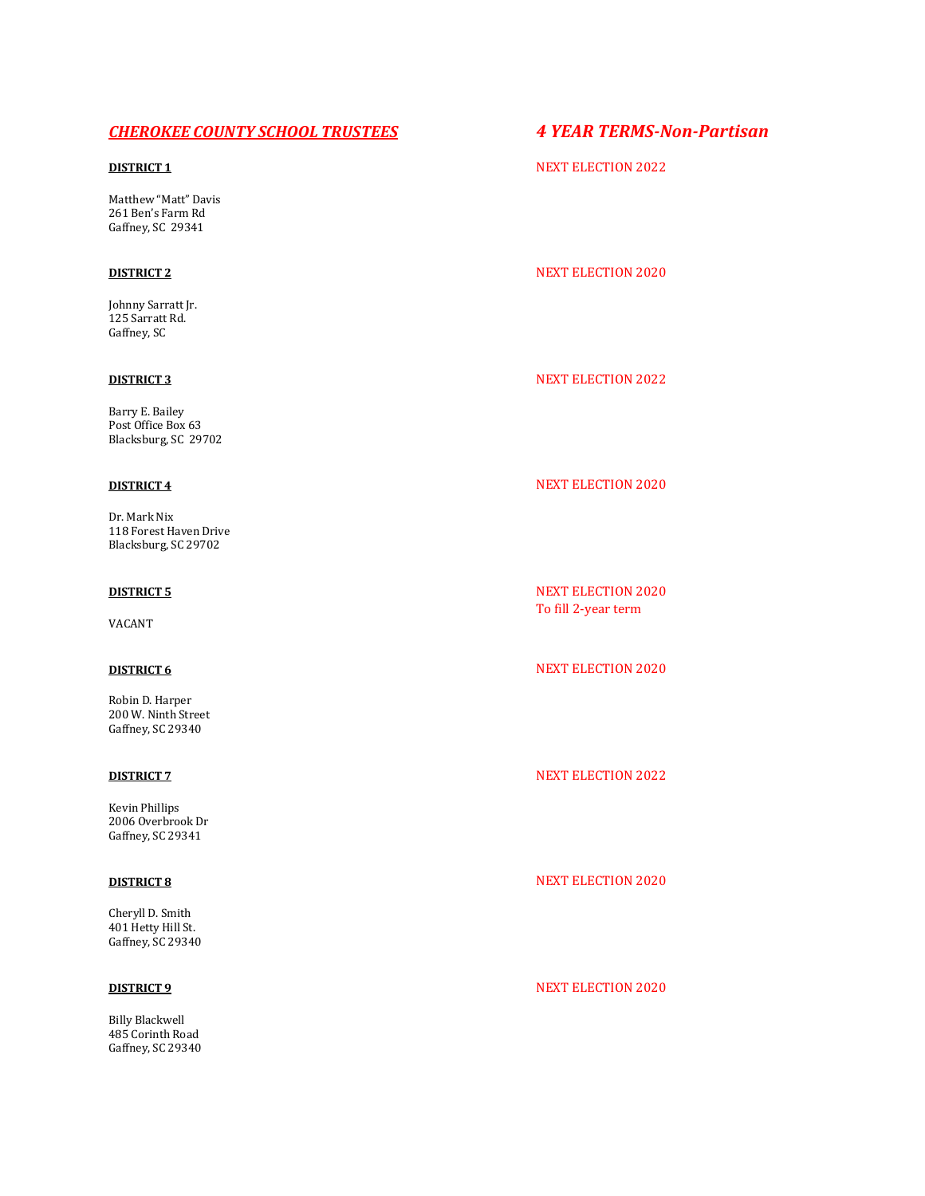## ***CHEROKEE COUNTY SCHOOL TRUSTEES***

## ***4 YEAR TERMS-Non-Partisan***

**DISTRICT 1**

NEXT ELECTION 2022

Matthew "Matt" Davis
261 Ben's Farm Rd
Gaffney, SC 29341

**DISTRICT 2**

NEXT ELECTION 2020

Johnny Sarratt Jr.
125 Sarratt Rd.
Gaffney, SC

**DISTRICT 3**

NEXT ELECTION 2022

Barry E. Bailey
Post Office Box 63
Blacksburg, SC 29702

**DISTRICT 4**

NEXT ELECTION 2020

Dr. Mark Nix
118 Forest Haven Drive
Blacksburg, SC 29702

**DISTRICT 5**

NEXT ELECTION 2020
To fill 2-year term

VACANT

**DISTRICT 6**

NEXT ELECTION 2020

Robin D. Harper
200 W. Ninth Street
Gaffney, SC 29340

**DISTRICT 7**

NEXT ELECTION 2022

Kevin Phillips
2006 Overbrook Dr
Gaffney, SC 29341

**DISTRICT 8**

NEXT ELECTION 2020

Cheryll D. Smith
401 Hetty Hill St.
Gaffney, SC 29340

**DISTRICT 9**

NEXT ELECTION 2020

Billy Blackwell
485 Corinth Road
Gaffney, SC 29340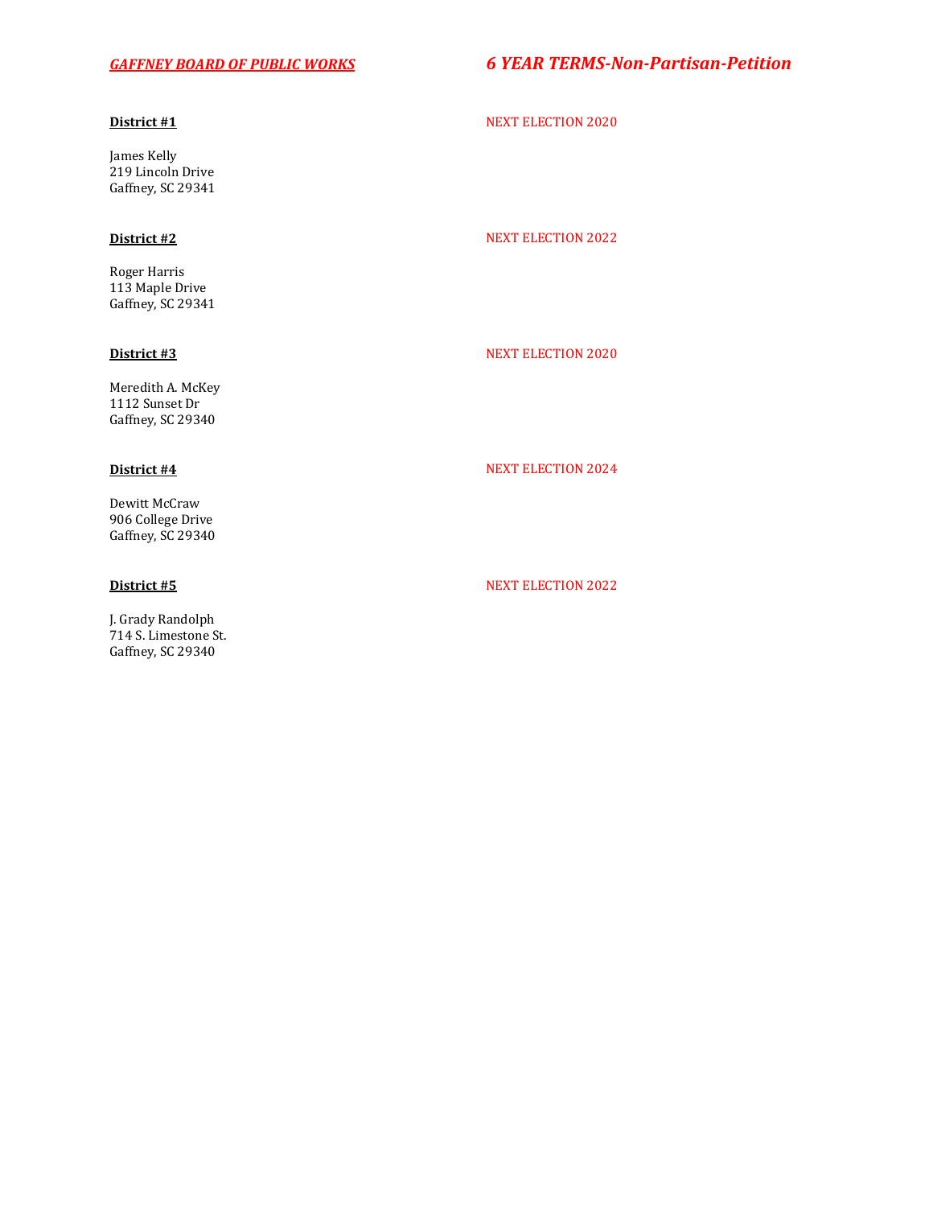***GAFFNEY BOARD OF PUBLIC WORKS*** ***6 YEAR TERMS-Non-Partisan-Petition***

**District #1** NEXT ELECTION 2020

James Kelly
219 Lincoln Drive
Gaffney, SC 29341

**District #2** NEXT ELECTION 2022

Roger Harris
113 Maple Drive
Gaffney, SC 29341

**District #3** NEXT ELECTION 2020

Meredith A. McKey
1112 Sunset Dr
Gaffney, SC 29340

**District #4** NEXT ELECTION 2024

Dewitt McCraw
906 College Drive
Gaffney, SC 29340

**District #5** NEXT ELECTION 2022

J. Grady Randolph
714 S. Limestone St.
Gaffney, SC 29340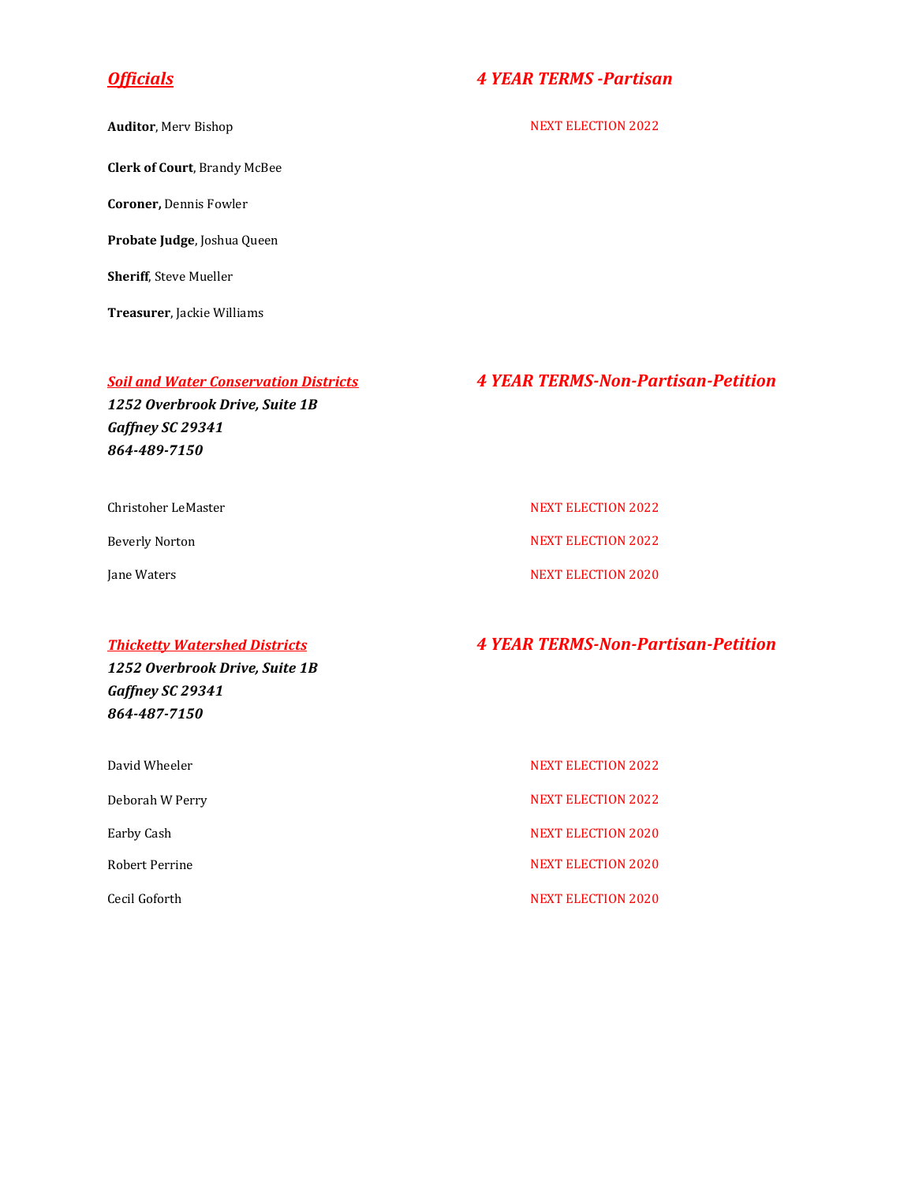## *Officials* — *4 YEAR TERMS -Partisan*

**Auditor**, Merv Bishop — NEXT ELECTION 2022

**Clerk of Court**, Brandy McBee

**Coroner,** Dennis Fowler

**Probate Judge**, Joshua Queen

**Sheriff**, Steve Mueller

**Treasurer**, Jackie Williams

## *Soil and Water Conservation Districts* — *4 YEAR TERMS-Non-Partisan-Petition*

***1252 Overbrook Drive, Suite 1B***
***Gaffney SC 29341***
***864-489-7150***

| Name | Next Election |
|---|---|
| Christoher LeMaster | NEXT ELECTION 2022 |
| Beverly Norton | NEXT ELECTION 2022 |
| Jane Waters | NEXT ELECTION 2020 |

## *Thicketty Watershed Districts* — *4 YEAR TERMS-Non-Partisan-Petition*

***1252 Overbrook Drive, Suite 1B***
***Gaffney SC 29341***
***864-487-7150***

| Name | Next Election |
|---|---|
| David Wheeler | NEXT ELECTION 2022 |
| Deborah W Perry | NEXT ELECTION 2022 |
| Earby Cash | NEXT ELECTION 2020 |
| Robert Perrine | NEXT ELECTION 2020 |
| Cecil Goforth | NEXT ELECTION 2020 |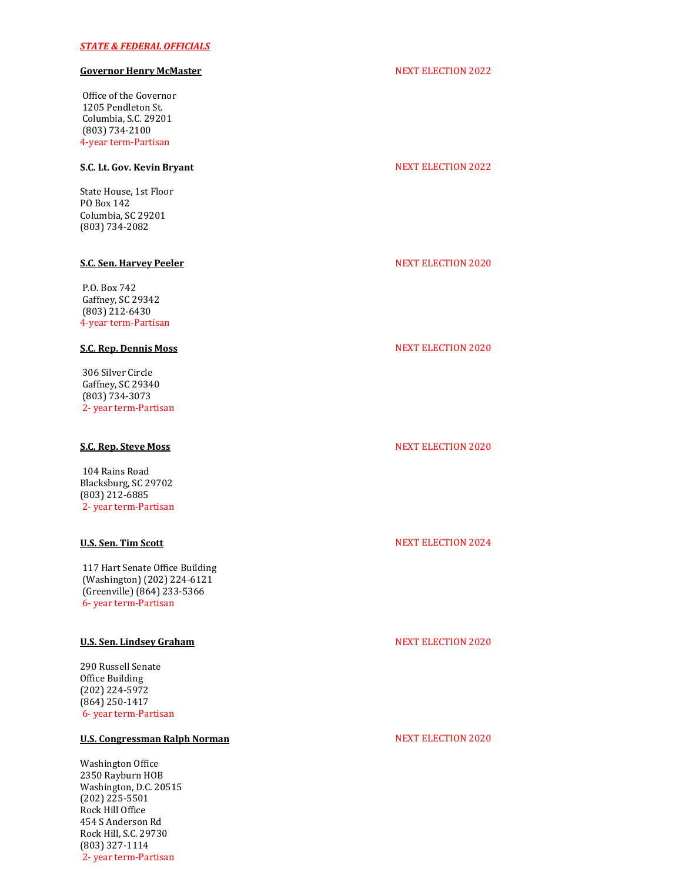***STATE & FEDERAL OFFICIALS***

**Governor Henry McMaster** — NEXT ELECTION 2022

Office of the Governor
1205 Pendleton St.
Columbia, S.C. 29201
(803) 734-2100
4-year term-Partisan

**S.C. Lt. Gov. Kevin Bryant** — NEXT ELECTION 2022

State House, 1st Floor
PO Box 142
Columbia, SC 29201
(803) 734-2082

**S.C. Sen. Harvey Peeler** — NEXT ELECTION 2020

P.O. Box 742
Gaffney, SC 29342
(803) 212-6430
4-year term-Partisan

**S.C. Rep. Dennis Moss** — NEXT ELECTION 2020

306 Silver Circle
Gaffney, SC 29340
(803) 734-3073
2- year term-Partisan

**S.C. Rep. Steve Moss** — NEXT ELECTION 2020

104 Rains Road
Blacksburg, SC 29702
(803) 212-6885
2- year term-Partisan

**U.S. Sen. Tim Scott** — NEXT ELECTION 2024

117 Hart Senate Office Building
(Washington) (202) 224-6121
(Greenville) (864) 233-5366
6- year term-Partisan

**U.S. Sen. Lindsey Graham** — NEXT ELECTION 2020

290 Russell Senate
Office Building
(202) 224-5972
(864) 250-1417
6- year term-Partisan

**U.S. Congressman Ralph Norman** — NEXT ELECTION 2020

Washington Office
2350 Rayburn HOB
Washington, D.C. 20515
(202) 225-5501
Rock Hill Office
454 S Anderson Rd
Rock Hill, S.C. 29730
(803) 327-1114
2- year term-Partisan